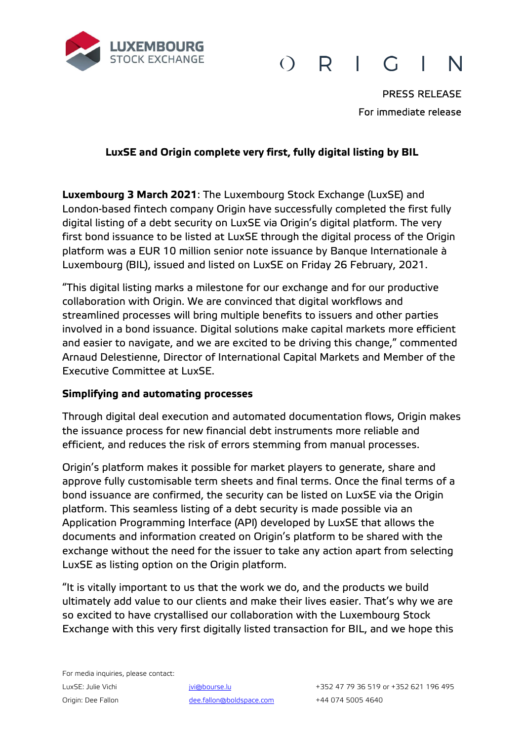PRESS RELEASE

For immediate release

**LuxSE and Origin complete very first, fully digital listing by BIL**

**Luxembourg 3 March 2021**: The Luxembourg Stock Exchange (LuxSE) and London-based fintech company Origin have successfully completed the first fully digital listing of a debt security on LuxSE via Origin's digital platform. The very first bond issuance to be listed at LuxSE through the digital process of the Origin platform was a EUR 10 million senior note issuance by Banque Internationale à Luxembourg (BIL), issued and listed on LuxSE on Friday 26 February, 2021.

"This digital listing marks a milestone for our exchange and for our productive collaboration with Origin. We are convinced that digital workflows and streamlined processes will bring multiple benefits to issuers and other parties involved in a bond issuance. Digital solutions make capital markets more efficient and easier to navigate, and we are excited to be driving this change," commented Arnaud Delestienne, Director of International Capital Markets and Member of the Executive Committee at LuxSE.

**Simplifying and automating processes**

Through digital deal execution and automated documentation flows, Origin makes the issuance process for new financial debt instruments more reliable and efficient, and reduces the risk of errors stemming from manual processes.

Origin's platform makes it possible for market players to generate, share and approve fully customisable term sheets and final terms. Once the final terms of a bond issuance are confirmed, the security can be listed on LuxSE via the Origin platform. This seamless listing of a debt security is made possible via an Application Programming Interface (API) developed by LuxSE that allows the documents and information created on Origin's platform to be shared with the exchange without the need for the issuer to take any action apart from selecting LuxSE as listing option on the Origin platform.

"It is vitally important to us that the work we do, and the products we build ultimately add value to our clients and make their lives easier. That's why we are so excited to have crystallised our collaboration with the Luxembourg Stock Exchange with this very first digitally listed transaction for BIL, and we hope this

For media inquiries, please contact:

| | | |
|---|---|---|
| LuxSE: Julie Vichi | jvi@bourse.lu | +352 47 79 36 519 or +352 621 196 495 |
| Origin: Dee Fallon | dee.fallon@boldspace.com | +44 074 5005 4640 |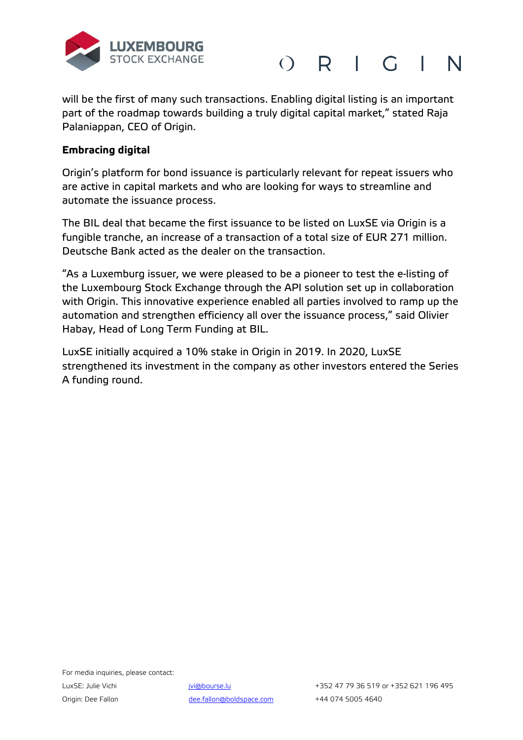will be the first of many such transactions. Enabling digital listing is an important part of the roadmap towards building a truly digital capital market," stated Raja Palaniappan, CEO of Origin.

**Embracing digital**

Origin's platform for bond issuance is particularly relevant for repeat issuers who are active in capital markets and who are looking for ways to streamline and automate the issuance process.

The BIL deal that became the first issuance to be listed on LuxSE via Origin is a fungible tranche, an increase of a transaction of a total size of EUR 271 million. Deutsche Bank acted as the dealer on the transaction.

"As a Luxemburg issuer, we were pleased to be a pioneer to test the e-listing of the Luxembourg Stock Exchange through the API solution set up in collaboration with Origin. This innovative experience enabled all parties involved to ramp up the automation and strengthen efficiency all over the issuance process," said Olivier Habay, Head of Long Term Funding at BIL.

LuxSE initially acquired a 10% stake in Origin in 2019. In 2020, LuxSE strengthened its investment in the company as other investors entered the Series A funding round.

For media inquiries, please contact:

| | | |
|---|---|---|
| LuxSE: Julie Vichi | jvi@bourse.lu | +352 47 79 36 519 or +352 621 196 495 |
| Origin: Dee Fallon | dee.fallon@boldspace.com | +44 074 5005 4640 |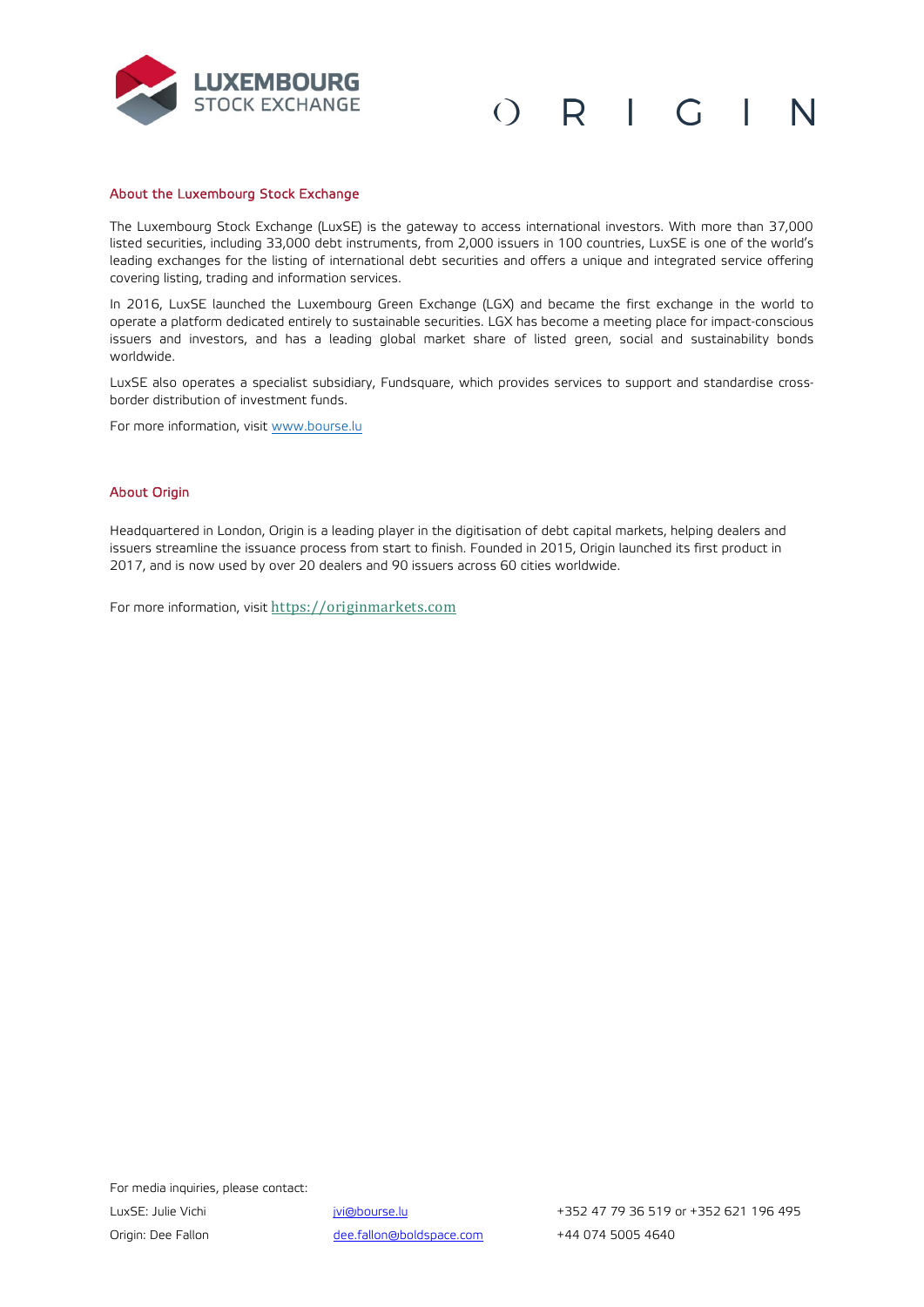## About the Luxembourg Stock Exchange

The Luxembourg Stock Exchange (LuxSE) is the gateway to access international investors. With more than 37,000 listed securities, including 33,000 debt instruments, from 2,000 issuers in 100 countries, LuxSE is one of the world's leading exchanges for the listing of international debt securities and offers a unique and integrated service offering covering listing, trading and information services.

In 2016, LuxSE launched the Luxembourg Green Exchange (LGX) and became the first exchange in the world to operate a platform dedicated entirely to sustainable securities. LGX has become a meeting place for impact-conscious issuers and investors, and has a leading global market share of listed green, social and sustainability bonds worldwide.

LuxSE also operates a specialist subsidiary, Fundsquare, which provides services to support and standardise cross-border distribution of investment funds.

For more information, visit [www.bourse.lu](http://www.bourse.lu)

## About Origin

Headquartered in London, Origin is a leading player in the digitisation of debt capital markets, helping dealers and issuers streamline the issuance process from start to finish. Founded in 2015, Origin launched its first product in 2017, and is now used by over 20 dealers and 90 issuers across 60 cities worldwide.

For more information, visit [https://originmarkets.com](https://originmarkets.com)

For media inquiries, please contact:

| | | |
|---|---|---|
| LuxSE: Julie Vichi | jvi@bourse.lu | +352 47 79 36 519 or +352 621 196 495 |
| Origin: Dee Fallon | dee.fallon@boldspace.com | +44 074 5005 4640 |